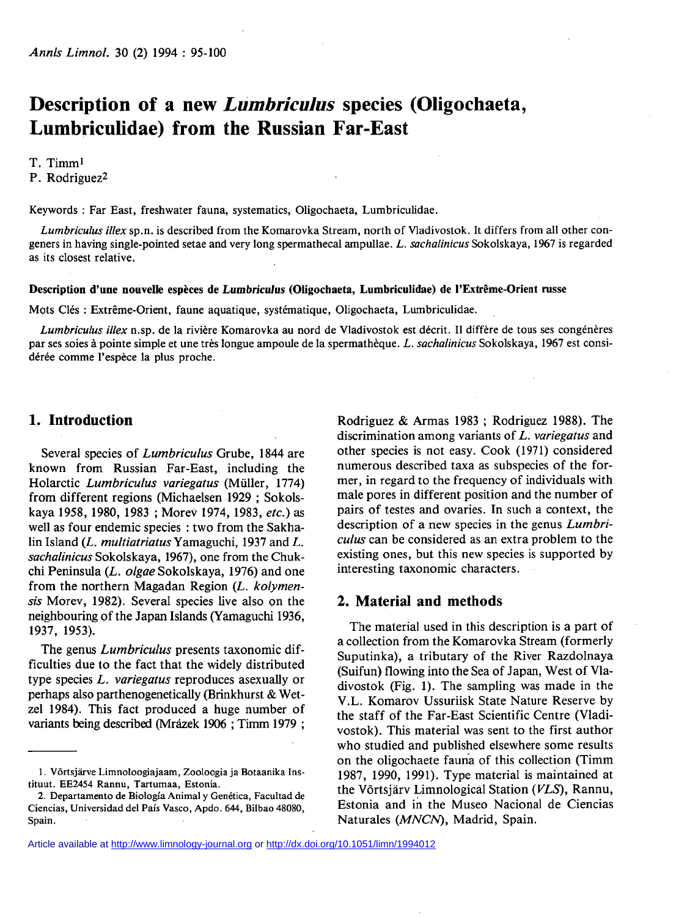# Description of a new *Lumbriculus* species (Oligochaeta, Lumbriculidae) from the Russian Far-East

T. Timm[1]
P. Rodriguez[2]

Keywords : Far East, freshwater fauna, systematics, Oligochaeta, Lumbriculidae.

*Lumbriculus illex* sp.n. is described from the Komarovka Stream, north of Vladivostok. It differs from all other congeners in having single-pointed setae and very long spermathecal ampullae. *L. sachalinicus* Sokolskaya, 1967 is regarded as its closest relative.

**Description d'une nouvelle espèces de *Lumbriculus* (Oligochaeta, Lumbriculidae) de l'Extrême-Orient russe**

Mots Clés : Extrême-Orient, faune aquatique, systématique, Oligochaeta, Lumbriculidae.

*Lumbriculus illex* n.sp. de la rivière Komarovka au nord de Vladivostok est décrit. Il diffère de tous ses congénères par ses soies à pointe simple et une très longue ampoule de la spermathèque. *L. sachalinicus* Sokolskaya, 1967 est considérée comme l'espèce la plus proche.

## 1. Introduction

Several species of *Lumbriculus* Grube, 1844 are known from Russian Far-East, including the Holarctic *Lumbriculus variegatus* (Müller, 1774) from different regions (Michaelsen 1929 ; Sokolskaya 1958, 1980, 1983 ; Morev 1974, 1983, *etc.*) as well as four endemic species : two from the Sakhalin Island (*L. multiatriatus* Yamaguchi, 1937 and *L. sachalinicus* Sokolskaya, 1967), one from the Chukchi Peninsula (*L. olgae* Sokolskaya, 1976) and one from the northern Magadan Region (*L. kolymensis* Morev, 1982). Several species live also on the neighbouring of the Japan Islands (Yamaguchi 1936, 1937, 1953).

The genus *Lumbriculus* presents taxonomic difficulties due to the fact that the widely distributed type species *L. variegatus* reproduces asexually or perhaps also parthenogenetically (Brinkhurst & Wetzel 1984). This fact produced a huge number of variants being described (Mrázek 1906 ; Timm 1979 ; Rodriguez & Armas 1983 ; Rodriguez 1988). The discrimination among variants of *L. variegatus* and other species is not easy. Cook (1971) considered numerous described taxa as subspecies of the former, in regard to the frequency of individuals with male pores in different position and the number of pairs of testes and ovaries. In such a context, the description of a new species in the genus *Lumbriculus* can be considered as an extra problem to the existing ones, but this new species is supported by interesting taxonomic characters.

## 2. Material and methods

The material used in this description is a part of a collection from the Komarovka Stream (formerly Suputinka), a tributary of the River Razdolnaya (Suifun) flowing into the Sea of Japan, West of Vladivostok (Fig. 1). The sampling was made in the V.L. Komarov Ussuriisk State Nature Reserve by the staff of the Far-East Scientific Centre (Vladivostok). This material was sent to the first author who studied and published elsewhere some results on the oligochaete fauna of this collection (Timm 1987, 1990, 1991). Type material is maintained at the Võrtsjärv Limnological Station (*VLS*), Rannu, Estonia and in the Museo Nacional de Ciencias Naturales (*MNCN*), Madrid, Spain.

---

1. Võrtsjärve Limnoloogiajaam, Zooloogia ja Botaanika Instituut. EE2454 Rannu, Tartumaa, Estonia.
2. Departamento de Biología Animal y Genética, Facultad de Ciencias, Universidad del País Vasco, Apdo. 644, Bilbao 48080, Spain.

Article available at http://www.limnology-journal.org or http://dx.doi.org/10.1051/limn/1994012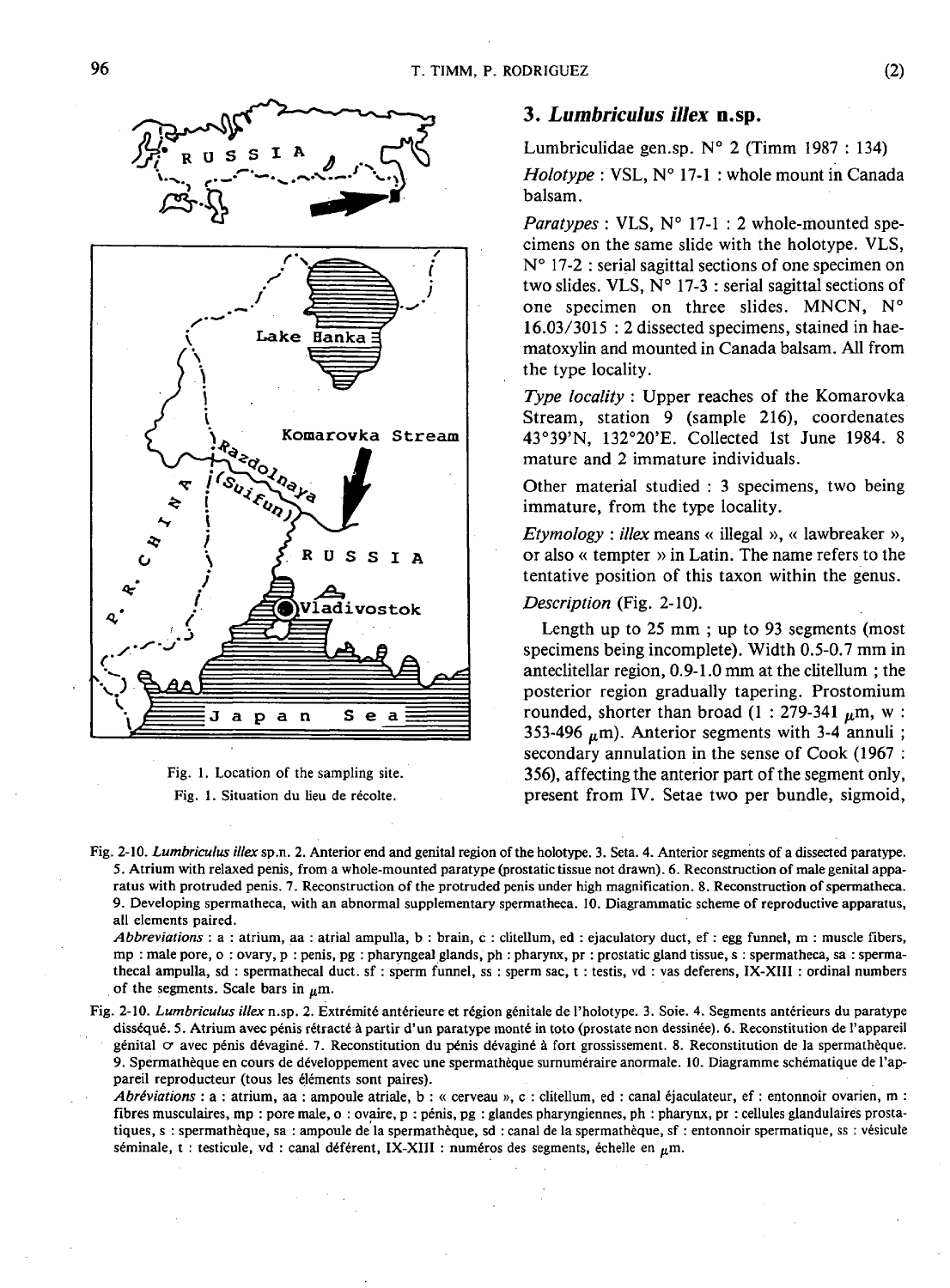Fig. 1. Location of the sampling site.

Fig. 1. Situation du lieu de récolte.

### 3. *Lumbriculus illex* n.sp.

Lumbriculidae gen.sp. N° 2 (Timm 1987 : 134)

*Holotype* : VSL, N° 17-1 : whole mount in Canada balsam.

*Paratypes* : VLS, N° 17-1 : 2 whole-mounted specimens on the same slide with the holotype. VLS, N° 17-2 : serial sagittal sections of one specimen on two slides. VLS, N° 17-3 : serial sagittal sections of one specimen on three slides. MNCN, N° 16.03/3015 : 2 dissected specimens, stained in haematoxylin and mounted in Canada balsam. All from the type locality.

*Type locality* : Upper reaches of the Komarovka Stream, station 9 (sample 216), coordenates 43°39'N, 132°20'E. Collected 1st June 1984. 8 mature and 2 immature individuals.

Other material studied : 3 specimens, two being immature, from the type locality.

*Etymology* : *illex* means « illegal », « lawbreaker », or also « tempter » in Latin. The name refers to the tentative position of this taxon within the genus.

*Description* (Fig. 2-10).

Length up to 25 mm ; up to 93 segments (most specimens being incomplete). Width 0.5-0.7 mm in anteclitellar region, 0.9-1.0 mm at the clitellum ; the posterior region gradually tapering. Prostomium rounded, shorter than broad (l : 279-341 $\mu$m, w : 353-496 $\mu$m). Anterior segments with 3-4 annuli ; secondary annulation in the sense of Cook (1967 : 356), affecting the anterior part of the segment only, present from IV. Setae two per bundle, sigmoid,

Fig. 2-10. *Lumbriculus illex* sp.n. 2. Anterior end and genital region of the holotype. 3. Seta. 4. Anterior segments of a dissected paratype. 5. Atrium with relaxed penis, from a whole-mounted paratype (prostatic tissue not drawn). 6. Reconstruction of male genital apparatus with protruded penis. 7. Reconstruction of the protruded penis under high magnification. 8. Reconstruction of spermatheca. 9. Developing spermatheca, with an abnormal supplementary spermatheca. 10. Diagrammatic scheme of reproductive apparatus, all elements paired.

*Abbreviations* : a : atrium, aa : atrial ampulla, b : brain, c : clitellum, ed : ejaculatory duct, ef : egg funnel, m : muscle fibers, mp : male pore, o : ovary, p : penis, pg : pharyngeal glands, ph : pharynx, pr : prostatic gland tissue, s : spermatheca, sa : spermathecal ampulla, sd : spermathecal duct. sf : sperm funnel, ss : sperm sac, t : testis, vd : vas deferens, IX-XIII : ordinal numbers of the segments. Scale bars in $\mu$m.

Fig. 2-10. *Lumbriculus illex* n.sp. 2. Extrémité antérieure et région génitale de l'holotype. 3. Soie. 4. Segments antérieurs du paratype disséqué. 5. Atrium avec pénis rétracté à partir d'un paratype monté in toto (prostate non dessinée). 6. Reconstitution de l'appareil génital ♂ avec pénis dévaginé. 7. Reconstitution du pénis dévaginé à fort grossissement. 8. Reconstitution de la spermathèque. 9. Spermathèque en cours de développement avec une spermathèque surnuméraire anormale. 10. Diagramme schématique de l'appareil reproducteur (tous les éléments sont paires).

*Abréviations* : a : atrium, aa : ampoule atriale, b : « cerveau », c : clitellum, ed : canal éjaculateur, ef : entonnoir ovarien, m : fibres musculaires, mp : pore male, o : ovaire, p : pénis, pg : glandes pharyngiennes, ph : pharynx, pr : cellules glandulaires prostatiques, s : spermathèque, sa : ampoule de la spermathèque, sd : canal de la spermathèque, sf : entonnoir spermatique, ss : vésicule séminale, t : testicule, vd : canal déférent, IX-XIII : numéros des segments, échelle en $\mu$m.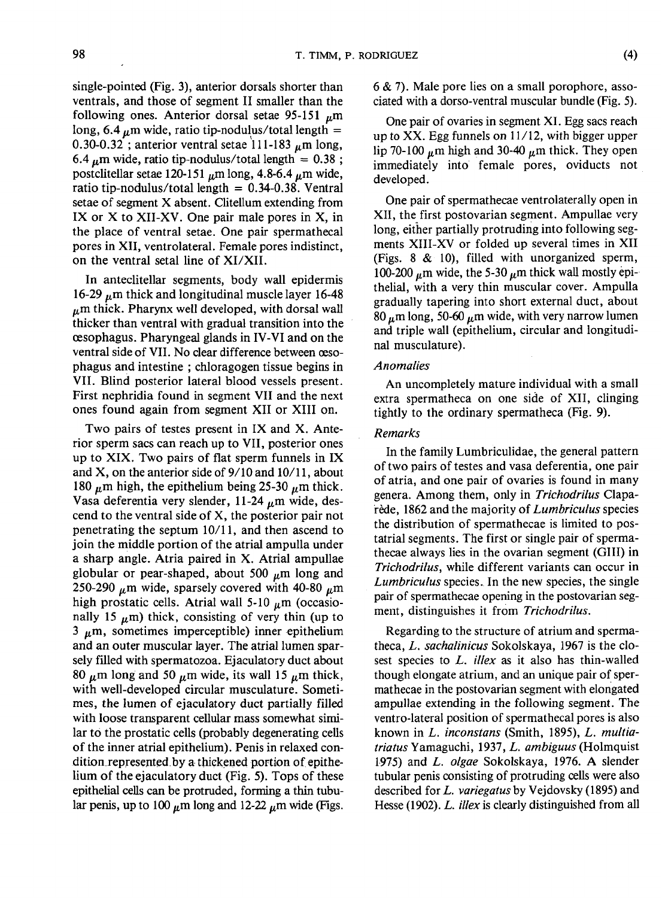single-pointed (Fig. 3), anterior dorsals shorter than ventrals, and those of segment II smaller than the following ones. Anterior dorsal setae 95-151 μm long, 6.4 μm wide, ratio tip-nodulus/total length = 0.30-0.32 ; anterior ventral setae 111-183 μm long, 6.4 μm wide, ratio tip-nodulus/total length = 0.38 ; postclitellar setae 120-151 μm long, 4.8-6.4 μm wide, ratio tip-nodulus/total length = 0.34-0.38. Ventral setae of segment X absent. Clitellum extending from IX or X to XII-XV. One pair male pores in X, in the place of ventral setae. One pair spermathecal pores in XII, ventrolateral. Female pores indistinct, on the ventral setal line of XI/XII.

In anteclitellar segments, body wall epidermis 16-29 μm thick and longitudinal muscle layer 16-48 μm thick. Pharynx well developed, with dorsal wall thicker than ventral with gradual transition into the œsophagus. Pharyngeal glands in IV-VI and on the ventral side of VII. No clear difference between œsophagus and intestine ; chloragogen tissue begins in VII. Blind posterior lateral blood vessels present. First nephridia found in segment VII and the next ones found again from segment XII or XIII on.

Two pairs of testes present in IX and X. Anterior sperm sacs can reach up to VII, posterior ones up to XIX. Two pairs of flat sperm funnels in IX and X, on the anterior side of 9/10 and 10/11, about 180 μm high, the epithelium being 25-30 μm thick. Vasa deferentia very slender, 11-24 μm wide, descend to the ventral side of X, the posterior pair not penetrating the septum 10/11, and then ascend to join the middle portion of the atrial ampulla under a sharp angle. Atria paired in X. Atrial ampullae globular or pear-shaped, about 500 μm long and 250-290 μm wide, sparsely covered with 40-80 μm high prostatic cells. Atrial wall 5-10 μm (occasionally 15 μm) thick, consisting of very thin (up to 3 μm, sometimes imperceptible) inner epithelium and an outer muscular layer. The atrial lumen sparsely filled with spermatozoa. Ejaculatory duct about 80 μm long and 50 μm wide, its wall 15 μm thick, with well-developed circular musculature. Sometimes, the lumen of ejaculatory duct partially filled with loose transparent cellular mass somewhat similar to the prostatic cells (probably degenerating cells of the inner atrial epithelium). Penis in relaxed condition represented by a thickened portion of epithelium of the ejaculatory duct (Fig. 5). Tops of these epithelial cells can be protruded, forming a thin tubular penis, up to 100 μm long and 12-22 μm wide (Figs. 6 & 7). Male pore lies on a small porophore, associated with a dorso-ventral muscular bundle (Fig. 5).

One pair of ovaries in segment XI. Egg sacs reach up to XX. Egg funnels on 11/12, with bigger upper lip 70-100 μm high and 30-40 μm thick. They open immediately into female pores, oviducts not developed.

One pair of spermathecae ventrolaterally open in XII, the first postovarian segment. Ampullae very long, either partially protruding into following segments XIII-XV or folded up several times in XII (Figs. 8 & 10), filled with unorganized sperm, 100-200 μm wide, the 5-30 μm thick wall mostly epithelial, with a very thin muscular cover. Ampulla gradually tapering into short external duct, about 80 μm long, 50-60 μm wide, with very narrow lumen and triple wall (epithelium, circular and longitudinal musculature).

### *Anomalies*

An uncompletely mature individual with a small extra spermatheca on one side of XII, clinging tightly to the ordinary spermatheca (Fig. 9).

### *Remarks*

In the family Lumbriculidae, the general pattern of two pairs of testes and vasa deferentia, one pair of atria, and one pair of ovaries is found in many genera. Among them, only in *Trichodrilus* Claparède, 1862 and the majority of *Lumbriculus* species the distribution of spermathecae is limited to postatrial segments. The first or single pair of spermathecae always lies in the ovarian segment (GIII) in *Trichodrilus*, while different variants can occur in *Lumbriculus* species. In the new species, the single pair of spermathecae opening in the postovarian segment, distinguishes it from *Trichodrilus*.

Regarding to the structure of atrium and spermatheca, *L. sachalinicus* Sokolskaya, 1967 is the closest species to *L. illex* as it also has thin-walled though elongate atrium, and an unique pair of spermathecae in the postovarian segment with elongated ampullae extending in the following segment. The ventro-lateral position of spermathecal pores is also known in *L. inconstans* (Smith, 1895), *L. multiatriatus* Yamaguchi, 1937, *L. ambiguus* (Holmquist 1975) and *L. olgae* Sokolskaya, 1976. A slender tubular penis consisting of protruding cells were also described for *L. variegatus* by Vejdovsky (1895) and Hesse (1902). *L. illex* is clearly distinguished from all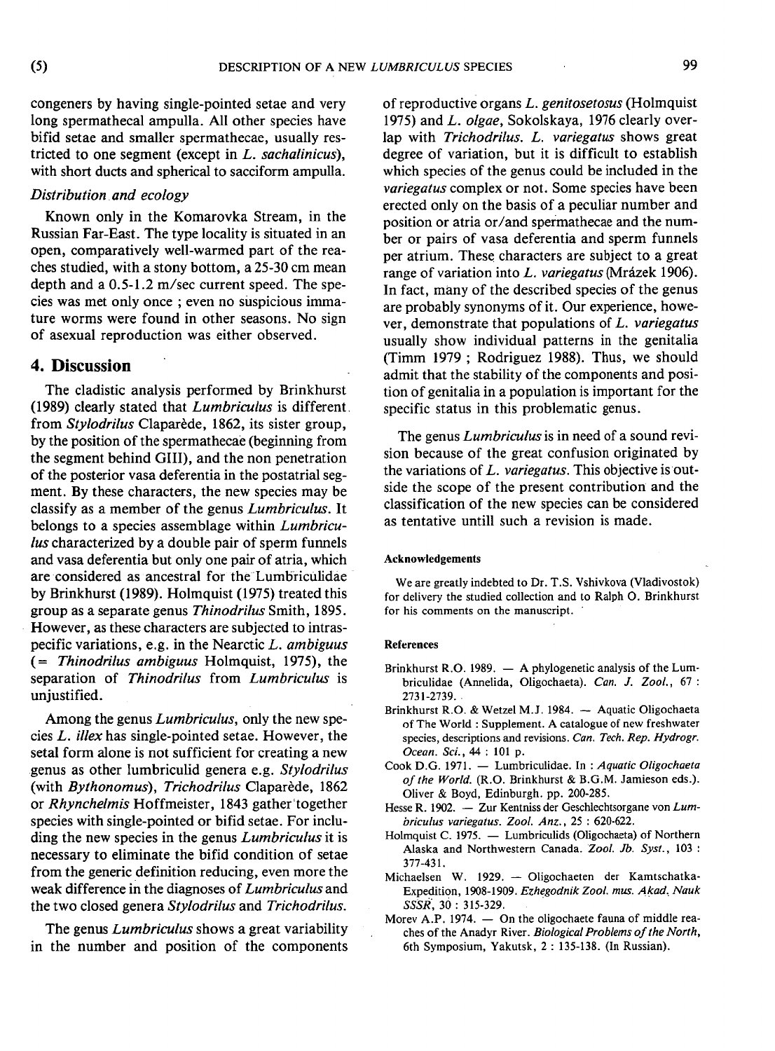congeners by having single-pointed setae and very long spermathecal ampulla. All other species have bifid setae and smaller spermathecae, usually restricted to one segment (except in *L. sachalinicus*), with short ducts and spherical to sacciform ampulla.

### *Distribution and ecology*

Known only in the Komarovka Stream, in the Russian Far-East. The type locality is situated in an open, comparatively well-warmed part of the reaches studied, with a stony bottom, a 25-30 cm mean depth and a 0.5-1.2 m/sec current speed. The species was met only once ; even no suspicious immature worms were found in other seasons. No sign of asexual reproduction was either observed.

## 4. Discussion

The cladistic analysis performed by Brinkhurst (1989) clearly stated that *Lumbriculus* is different from *Stylodrilus* Claparède, 1862, its sister group, by the position of the spermathecae (beginning from the segment behind GIII), and the non penetration of the posterior vasa deferentia in the postatrial segment. By these characters, the new species may be classify as a member of the genus *Lumbriculus*. It belongs to a species assemblage within *Lumbriculus* characterized by a double pair of sperm funnels and vasa deferentia but only one pair of atria, which are considered as ancestral for the Lumbriculidae by Brinkhurst (1989). Holmquist (1975) treated this group as a separate genus *Thinodrilus* Smith, 1895. However, as these characters are subjected to intraspecific variations, e.g. in the Nearctic *L. ambiguus* (= *Thinodrilus ambiguus* Holmquist, 1975), the separation of *Thinodrilus* from *Lumbriculus* is unjustified.

Among the genus *Lumbriculus*, only the new species *L. illex* has single-pointed setae. However, the setal form alone is not sufficient for creating a new genus as other lumbriculid genera e.g. *Stylodrilus* (with *Bythonomus*), *Trichodrilus* Claparède, 1862 or *Rhynchelmis* Hoffmeister, 1843 gather together species with single-pointed or bifid setae. For including the new species in the genus *Lumbriculus* it is necessary to eliminate the bifid condition of setae from the generic definition reducing, even more the weak difference in the diagnoses of *Lumbriculus* and the two closed genera *Stylodrilus* and *Trichodrilus*.

The genus *Lumbriculus* shows a great variability in the number and position of the components of reproductive organs *L. genitosetosus* (Holmquist 1975) and *L. olgae*, Sokolskaya, 1976 clearly overlap with *Trichodrilus*. *L. variegatus* shows great degree of variation, but it is difficult to establish which species of the genus could be included in the *variegatus* complex or not. Some species have been erected only on the basis of a peculiar number and position or atria or/and spermathecae and the number or pairs of vasa deferentia and sperm funnels per atrium. These characters are subject to a great range of variation into *L. variegatus* (Mrázek 1906). In fact, many of the described species of the genus are probably synonyms of it. Our experience, however, demonstrate that populations of *L. variegatus* usually show individual patterns in the genitalia (Timm 1979 ; Rodriguez 1988). Thus, we should admit that the stability of the components and position of genitalia in a population is important for the specific status in this problematic genus.

The genus *Lumbriculus* is in need of a sound revision because of the great confusion originated by the variations of *L. variegatus*. This objective is outside the scope of the present contribution and the classification of the new species can be considered as tentative untill such a revision is made.

#### Acknowledgements

We are greatly indebted to Dr. T.S. Vshivkova (Vladivostok) for delivery the studied collection and to Ralph O. Brinkhurst for his comments on the manuscript.

#### References

Brinkhurst R.O. 1989. — A phylogenetic analysis of the Lumbriculidae (Annelida, Oligochaeta). *Can. J. Zool.*, 67 : 2731-2739.

Brinkhurst R.O. & Wetzel M.J. 1984. — Aquatic Oligochaeta of The World : Supplement. A catalogue of new freshwater species, descriptions and revisions. *Can. Tech. Rep. Hydrogr. Ocean. Sci.*, 44 : 101 p.

Cook D.G. 1971. — Lumbriculidae. In : *Aquatic Oligochaeta of the World.* (R.O. Brinkhurst & B.G.M. Jamieson eds.). Oliver & Boyd, Edinburgh. pp. 200-285.

Hesse R. 1902. — Zur Kentniss der Geschlechtsorgane von *Lumbriculus variegatus. Zool. Anz.*, 25 : 620-622.

Holmquist C. 1975. — Lumbriculids (Oligochaeta) of Northern Alaska and Northwestern Canada. *Zool. Jb. Syst.*, 103 : 377-431.

Michaelsen W. 1929. — Oligochaeten der Kamtschatka-Expedition, 1908-1909. *Ezhegodnik Zool. mus. Akad. Nauk SSSR*, 30 : 315-329.

Morev A.P. 1974. — On the oligochaete fauna of middle reaches of the Anadyr River. *Biological Problems of the North*, 6th Symposium, Yakutsk, 2 : 135-138. (In Russian).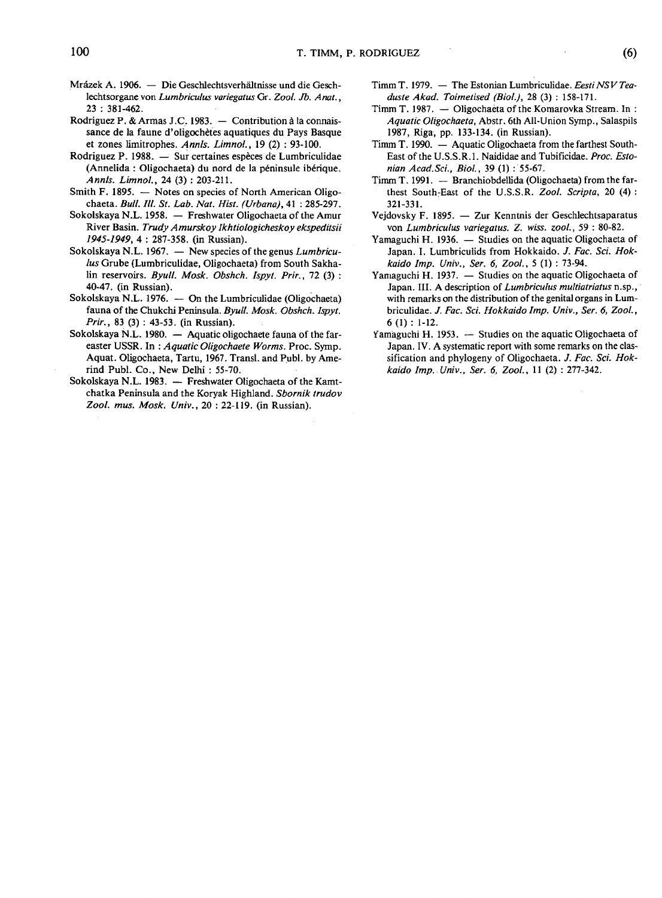Mrázek A. 1906. — Die Geschlechtsverhältnisse und die Geschlechtsorgane von *Lumbriculus variegatus* Gr. *Zool. Jb. Anat.*, 23 : 381-462.

Rodriguez P. & Armas J.C. 1983. — Contribution à la connaissance de la faune d'oligochètes aquatiques du Pays Basque et zones limitrophes. *Annls. Limnol.*, 19 (2) : 93-100.

Rodriguez P. 1988. — Sur certaines espèces de Lumbriculidae (Annelida : Oligochaeta) du nord de la péninsule ibérique. *Annls. Limnol.*, 24 (3) : 203-211.

Smith F. 1895. — Notes on species of North American Oligochaeta. *Bull. Ill. St. Lab. Nat. Hist. (Urbana)*, 41 : 285-297.

Sokolskaya N.L. 1958. — Freshwater Oligochaeta of the Amur River Basin. *Trudy Amurskoy Ikhtiologicheskoy ekspeditsii 1945-1949*, 4 : 287-358. (in Russian).

Sokolskaya N.L. 1967. — New species of the genus *Lumbriculus* Grube (Lumbriculidae, Oligochaeta) from South Sakhalin reservoirs. *Byull. Mosk. Obshch. Ispyt. Prir.*, 72 (3) : 40-47. (in Russian).

Sokolskaya N.L. 1976. — On the Lumbriculidae (Oligochaeta) fauna of the Chukchi Peninsula. *Byull. Mosk. Obshch. Ispyt. Prir.*, 83 (3) : 43-53. (in Russian).

Sokolskaya N.L. 1980. — Aquatic oligochaete fauna of the fareaster USSR. In : *Aquatic Oligochaete Worms*. Proc. Symp. Aquat. Oligochaeta, Tartu, 1967. Transl. and Publ. by Amerind Publ. Co., New Delhi : 55-70.

Sokolskaya N.L. 1983. — Freshwater Oligochaeta of the Kamtchatka Peninsula and the Koryak Highland. *Sbornik trudov Zool. mus. Mosk. Univ.*, 20 : 22-119. (in Russian).

Timm T. 1979. — The Estonian Lumbriculidae. *Eesti NSV Teaduste Akad. Toimetised (Biol.)*, 28 (3) : 158-171.

Timm T. 1987. — Oligochaeta of the Komarovka Stream. In : *Aquatic Oligochaeta*, Abstr. 6th All-Union Symp., Salaspils 1987, Riga, pp. 133-134. (in Russian).

Timm T. 1990. — Aquatic Oligochaeta from the farthest South-East of the U.S.S.R.1. Naididae and Tubificidae. *Proc. Estonian Acad.Sci., Biol.*, 39 (1) : 55-67.

Timm T. 1991. — Branchiobdellida (Oligochaeta) from the farthest South-East of the U.S.S.R. *Zool. Scripta*, 20 (4) : 321-331.

Vejdovsky F. 1895. — Zur Kenntnis der Geschlechtsaparatus von *Lumbriculus variegatus*. *Z. wiss. zool.*, 59 : 80-82.

Yamaguchi H. 1936. — Studies on the aquatic Oligochaeta of Japan. I. Lumbriculids from Hokkaido. *J. Fac. Sci. Hokkaido Imp. Univ., Ser. 6, Zool.*, 5 (1) : 73-94.

Yamaguchi H. 1937. — Studies on the aquatic Oligochaeta of Japan. III. A description of *Lumbriculus multiatriatus* n.sp., with remarks on the distribution of the genital organs in Lumbriculidae. *J. Fac. Sci. Hokkaido Imp. Univ., Ser. 6, Zool.*, 6 (1) : 1-12.

Yamaguchi H. 1953. — Studies on the aquatic Oligochaeta of Japan. IV. A systematic report with some remarks on the classification and phylogeny of Oligochaeta. *J. Fac. Sci. Hokkaido Imp. Univ., Ser. 6, Zool.*, 11 (2) : 277-342.